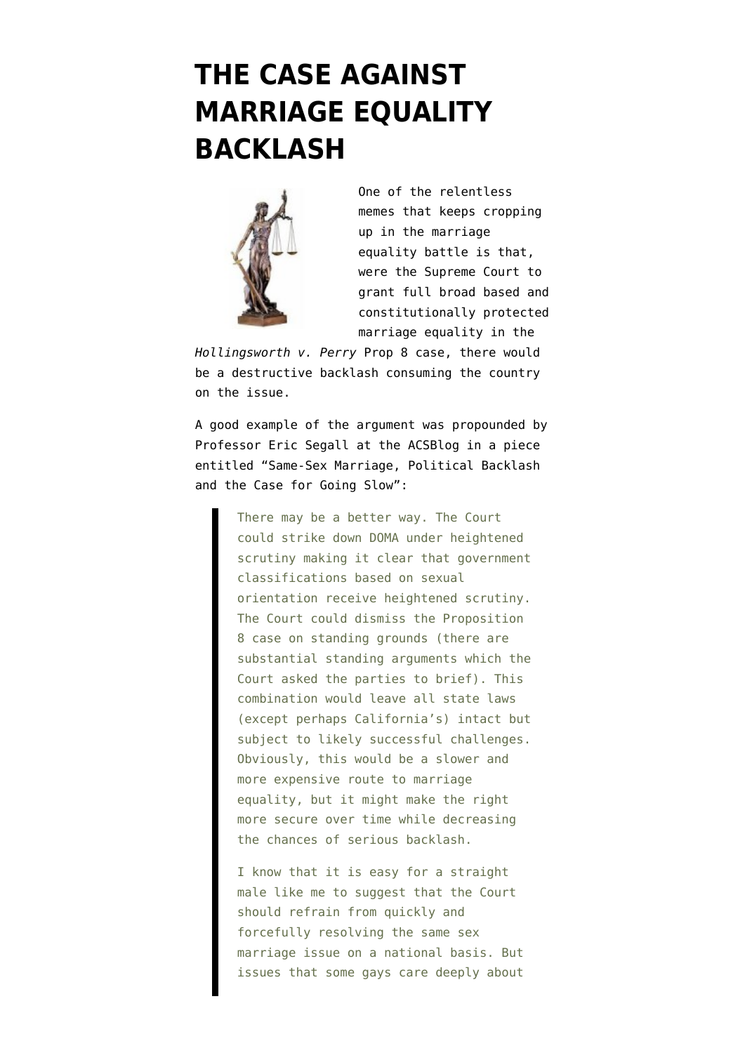# THE CASE AGAINST MARRIAGE EQUALITY BACKLASH

One of the relentless memes that keeps cropping up in the marriage equality battle is that, were the Supreme Court to grant full broad based and constitutionally protected marriage equality in the *Hollingsworth v. Perry* Prop 8 case, there would be a destructive backlash consuming the country on the issue.

A good example of the argument was propounded by Professor Eric Segall at the ACSBlog in a piece entitled "Same-Sex Marriage, Political Backlash and the Case for Going Slow":

> There may be a better way. The Court could strike down DOMA under heightened scrutiny making it clear that government classifications based on sexual orientation receive heightened scrutiny. The Court could dismiss the Proposition 8 case on standing grounds (there are substantial standing arguments which the Court asked the parties to brief). This combination would leave all state laws (except perhaps California's) intact but subject to likely successful challenges. Obviously, this would be a slower and more expensive route to marriage equality, but it might make the right more secure over time while decreasing the chances of serious backlash.
>
> I know that it is easy for a straight male like me to suggest that the Court should refrain from quickly and forcefully resolving the same sex marriage issue on a national basis. But issues that some gays care deeply about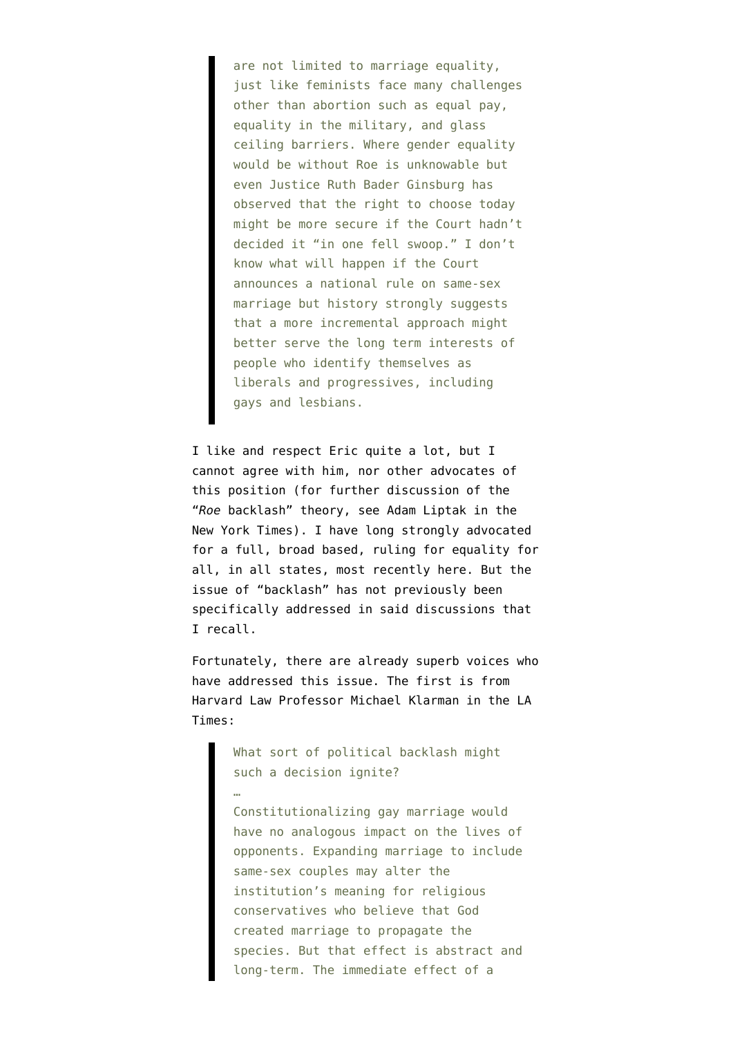> are not limited to marriage equality, just like feminists face many challenges other than abortion such as equal pay, equality in the military, and glass ceiling barriers. Where gender equality would be without Roe is unknowable but even Justice Ruth Bader Ginsburg has observed that the right to choose today might be more secure if the Court hadn't decided it "in one fell swoop." I don't know what will happen if the Court announces a national rule on same-sex marriage but history strongly suggests that a more incremental approach might better serve the long term interests of people who identify themselves as liberals and progressives, including gays and lesbians.

I like and respect Eric quite a lot, but I cannot agree with him, nor other advocates of this position (for further discussion of the "*Roe* backlash" theory, see Adam Liptak in the New York Times). I have long strongly advocated for a full, broad based, ruling for equality for all, in all states, most recently here. But the issue of "backlash" has not previously been specifically addressed in said discussions that I recall.

Fortunately, there are already superb voices who have addressed this issue. The first is from Harvard Law Professor Michael Klarman in the LA Times:

> What sort of political backlash might such a decision ignite?
> …
> Constitutionalizing gay marriage would have no analogous impact on the lives of opponents. Expanding marriage to include same-sex couples may alter the institution's meaning for religious conservatives who believe that God created marriage to propagate the species. But that effect is abstract and long-term. The immediate effect of a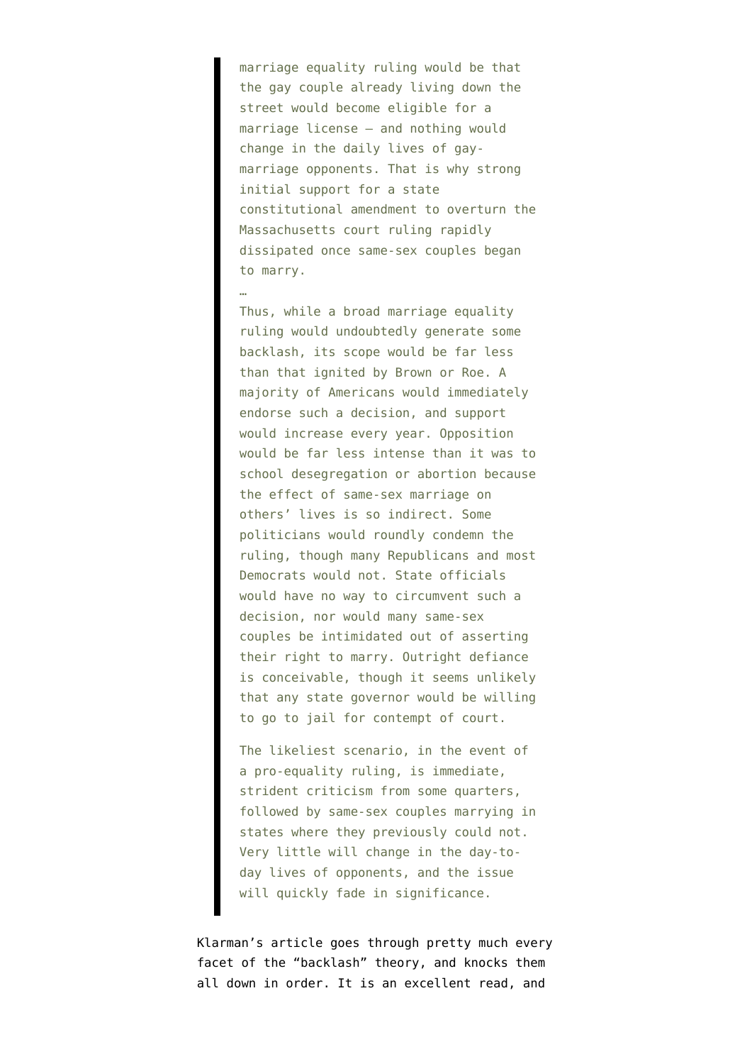> marriage equality ruling would be that the gay couple already living down the street would become eligible for a marriage license — and nothing would change in the daily lives of gay-marriage opponents. That is why strong initial support for a state constitutional amendment to overturn the Massachusetts court ruling rapidly dissipated once same-sex couples began to marry.
>
> …
>
> Thus, while a broad marriage equality ruling would undoubtedly generate some backlash, its scope would be far less than that ignited by Brown or Roe. A majority of Americans would immediately endorse such a decision, and support would increase every year. Opposition would be far less intense than it was to school desegregation or abortion because the effect of same-sex marriage on others' lives is so indirect. Some politicians would roundly condemn the ruling, though many Republicans and most Democrats would not. State officials would have no way to circumvent such a decision, nor would many same-sex couples be intimidated out of asserting their right to marry. Outright defiance is conceivable, though it seems unlikely that any state governor would be willing to go to jail for contempt of court.
>
> The likeliest scenario, in the event of a pro-equality ruling, is immediate, strident criticism from some quarters, followed by same-sex couples marrying in states where they previously could not. Very little will change in the day-to-day lives of opponents, and the issue will quickly fade in significance.

Klarman's article goes through pretty much every facet of the "backlash" theory, and knocks them all down in order. It is an excellent read, and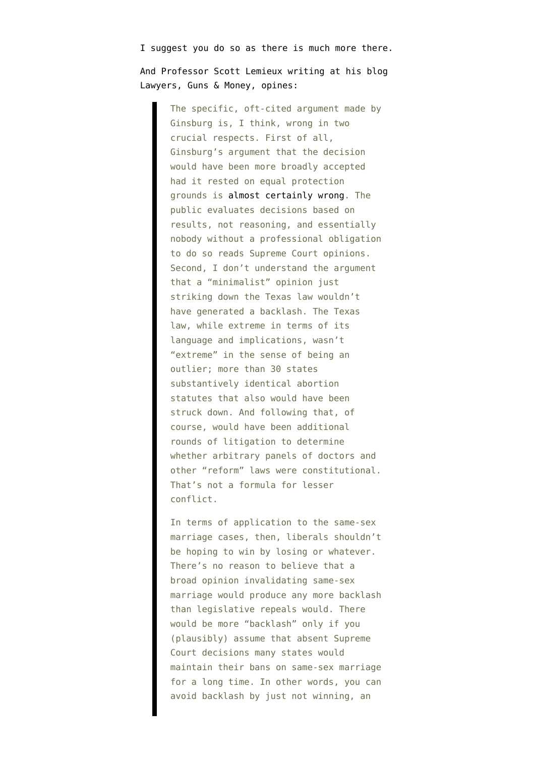I suggest you do so as there is much more there.

And Professor Scott Lemieux writing at his blog Lawyers, Guns & Money, opines:

> The specific, oft-cited argument made by Ginsburg is, I think, wrong in two crucial respects. First of all, Ginsburg's argument that the decision would have been more broadly accepted had it rested on equal protection grounds is almost certainly wrong. The public evaluates decisions based on results, not reasoning, and essentially nobody without a professional obligation to do so reads Supreme Court opinions. Second, I don't understand the argument that a "minimalist" opinion just striking down the Texas law wouldn't have generated a backlash. The Texas law, while extreme in terms of its language and implications, wasn't "extreme" in the sense of being an outlier; more than 30 states substantively identical abortion statutes that also would have been struck down. And following that, of course, would have been additional rounds of litigation to determine whether arbitrary panels of doctors and other "reform" laws were constitutional. That's not a formula for lesser conflict.
>
> In terms of application to the same-sex marriage cases, then, liberals shouldn't be hoping to win by losing or whatever. There's no reason to believe that a broad opinion invalidating same-sex marriage would produce any more backlash than legislative repeals would. There would be more "backlash" only if you (plausibly) assume that absent Supreme Court decisions many states would maintain their bans on same-sex marriage for a long time. In other words, you can avoid backlash by just not winning, an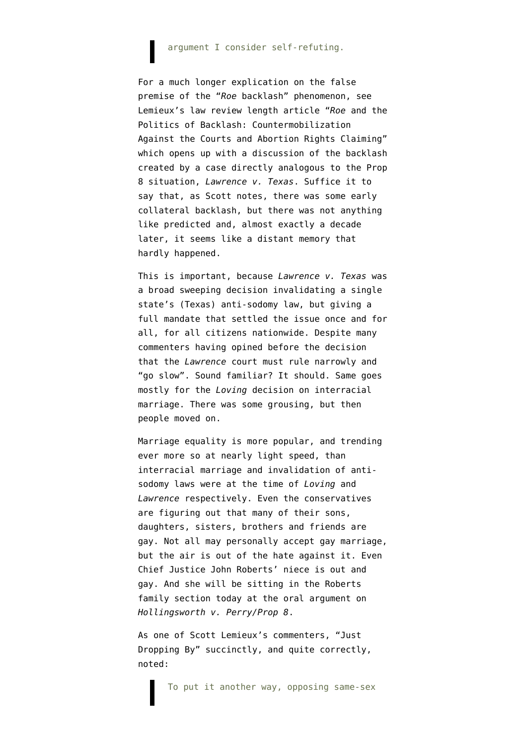> argument I consider self-refuting.

For a much longer explication on the false premise of the "*Roe* backlash" phenomenon, see Lemieux's law review length article "*Roe* and the Politics of Backlash: Countermobilization Against the Courts and Abortion Rights Claiming" which opens up with a discussion of the backlash created by a case directly analogous to the Prop 8 situation, *Lawrence v. Texas*. Suffice it to say that, as Scott notes, there was some early collateral backlash, but there was not anything like predicted and, almost exactly a decade later, it seems like a distant memory that hardly happened.

This is important, because *Lawrence v. Texas* was a broad sweeping decision invalidating a single state's (Texas) anti-sodomy law, but giving a full mandate that settled the issue once and for all, for all citizens nationwide. Despite many commenters having opined before the decision that the *Lawrence* court must rule narrowly and "go slow". Sound familiar? It should. Same goes mostly for the *Loving* decision on interracial marriage. There was some grousing, but then people moved on.

Marriage equality is more popular, and trending ever more so at nearly light speed, than interracial marriage and invalidation of anti-sodomy laws were at the time of *Loving* and *Lawrence* respectively. Even the conservatives are figuring out that many of their sons, daughters, sisters, brothers and friends are gay. Not all may personally accept gay marriage, but the air is out of the hate against it. Even Chief Justice John Roberts' niece is out and gay. And she will be sitting in the Roberts family section today at the oral argument on *Hollingsworth v. Perry/Prop 8*.

As one of Scott Lemieux's commenters, "Just Dropping By" succinctly, and quite correctly, noted:

> To put it another way, opposing same-sex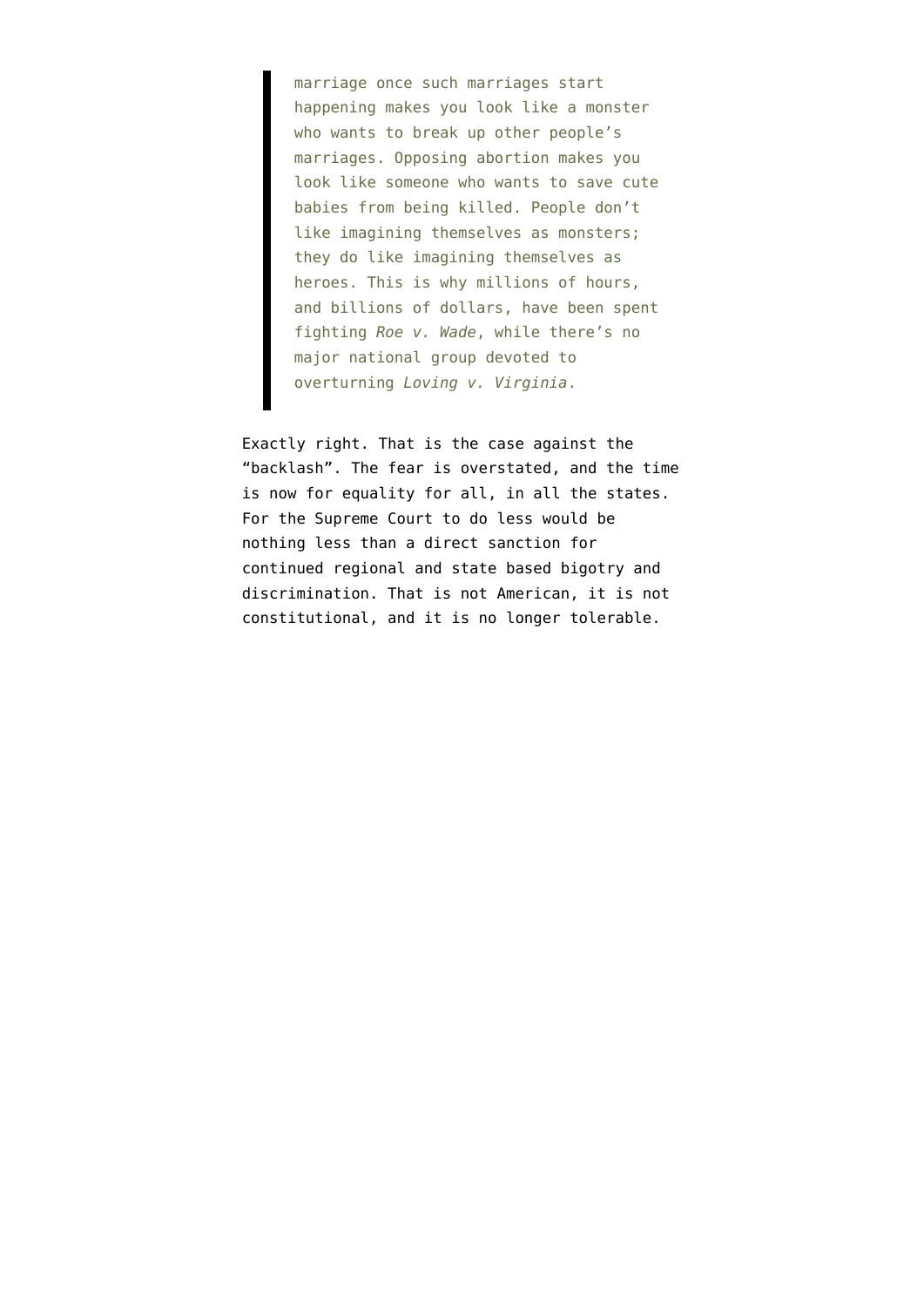> marriage once such marriages start happening makes you look like a monster who wants to break up other people's marriages. Opposing abortion makes you look like someone who wants to save cute babies from being killed. People don't like imagining themselves as monsters; they do like imagining themselves as heroes. This is why millions of hours, and billions of dollars, have been spent fighting *Roe v. Wade*, while there's no major national group devoted to overturning *Loving v. Virginia*.

Exactly right. That is the case against the "backlash". The fear is overstated, and the time is now for equality for all, in all the states. For the Supreme Court to do less would be nothing less than a direct sanction for continued regional and state based bigotry and discrimination. That is not American, it is not constitutional, and it is no longer tolerable.